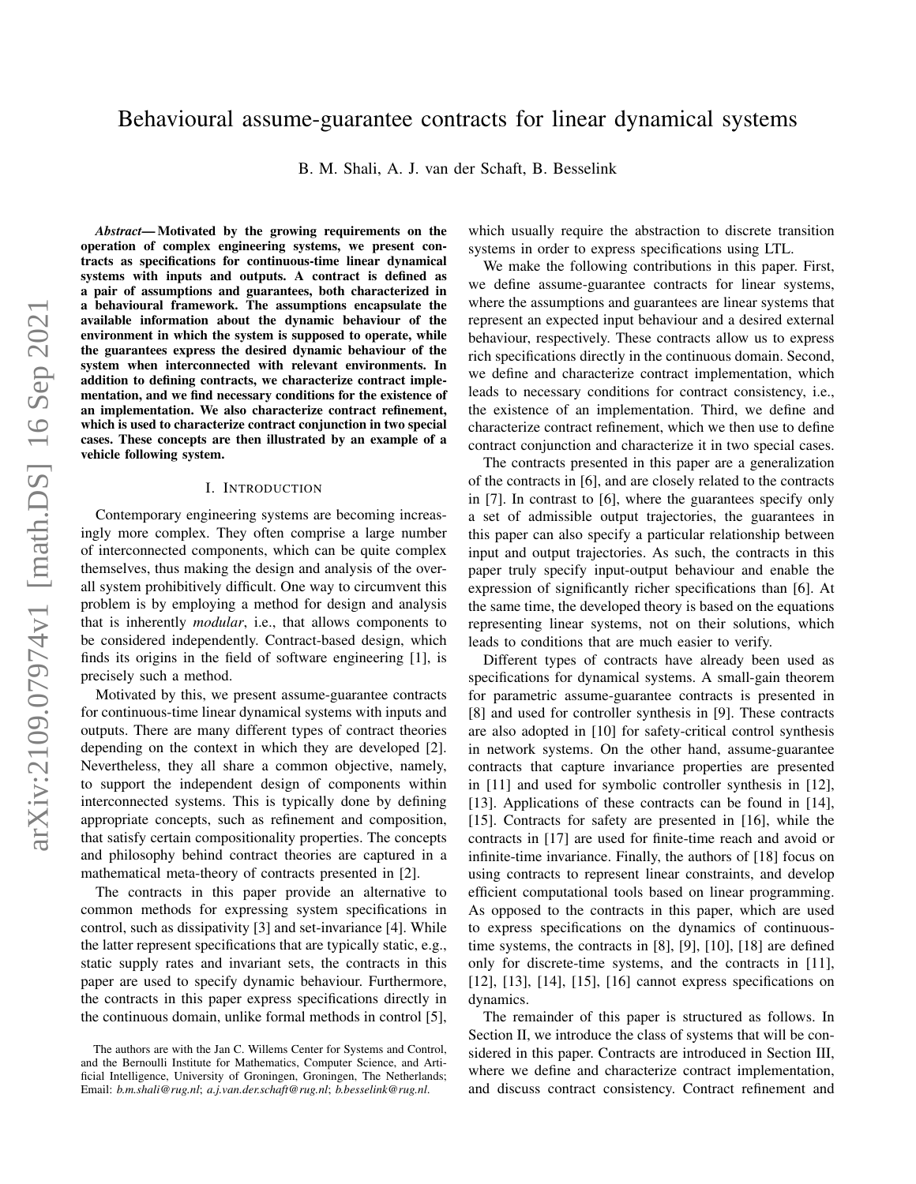# Behavioural assume-guarantee contracts for linear dynamical systems

B. M. Shali, A. J. van der Schaft, B. Besselink

***Abstract*— Motivated by the growing requirements on the operation of complex engineering systems, we present contracts as specifications for continuous-time linear dynamical systems with inputs and outputs. A contract is defined as a pair of assumptions and guarantees, both characterized in a behavioural framework. The assumptions encapsulate the available information about the dynamic behaviour of the environment in which the system is supposed to operate, while the guarantees express the desired dynamic behaviour of the system when interconnected with relevant environments. In addition to defining contracts, we characterize contract implementation, and we find necessary conditions for the existence of an implementation. We also characterize contract refinement, which is used to characterize contract conjunction in two special cases. These concepts are then illustrated by an example of a vehicle following system.**

## I. Introduction

Contemporary engineering systems are becoming increasingly more complex. They often comprise a large number of interconnected components, which can be quite complex themselves, thus making the design and analysis of the overall system prohibitively difficult. One way to circumvent this problem is by employing a method for design and analysis that is inherently *modular*, i.e., that allows components to be considered independently. Contract-based design, which finds its origins in the field of software engineering [1], is precisely such a method.

Motivated by this, we present assume-guarantee contracts for continuous-time linear dynamical systems with inputs and outputs. There are many different types of contract theories depending on the context in which they are developed [2]. Nevertheless, they all share a common objective, namely, to support the independent design of components within interconnected systems. This is typically done by defining appropriate concepts, such as refinement and composition, that satisfy certain compositionality properties. The concepts and philosophy behind contract theories are captured in a mathematical meta-theory of contracts presented in [2].

The contracts in this paper provide an alternative to common methods for expressing system specifications in control, such as dissipativity [3] and set-invariance [4]. While the latter represent specifications that are typically static, e.g., static supply rates and invariant sets, the contracts in this paper are used to specify dynamic behaviour. Furthermore, the contracts in this paper express specifications directly in the continuous domain, unlike formal methods in control [5], which usually require the abstraction to discrete transition systems in order to express specifications using LTL.

We make the following contributions in this paper. First, we define assume-guarantee contracts for linear systems, where the assumptions and guarantees are linear systems that represent an expected input behaviour and a desired external behaviour, respectively. These contracts allow us to express rich specifications directly in the continuous domain. Second, we define and characterize contract implementation, which leads to necessary conditions for contract consistency, i.e., the existence of an implementation. Third, we define and characterize contract refinement, which we then use to define contract conjunction and characterize it in two special cases.

The contracts presented in this paper are a generalization of the contracts in [6], and are closely related to the contracts in [7]. In contrast to [6], where the guarantees specify only a set of admissible output trajectories, the guarantees in this paper can also specify a particular relationship between input and output trajectories. As such, the contracts in this paper truly specify input-output behaviour and enable the expression of significantly richer specifications than [6]. At the same time, the developed theory is based on the equations representing linear systems, not on their solutions, which leads to conditions that are much easier to verify.

Different types of contracts have already been used as specifications for dynamical systems. A small-gain theorem for parametric assume-guarantee contracts is presented in [8] and used for controller synthesis in [9]. These contracts are also adopted in [10] for safety-critical control synthesis in network systems. On the other hand, assume-guarantee contracts that capture invariance properties are presented in [11] and used for symbolic controller synthesis in [12], [13]. Applications of these contracts can be found in [14], [15]. Contracts for safety are presented in [16], while the contracts in [17] are used for finite-time reach and avoid or infinite-time invariance. Finally, the authors of [18] focus on using contracts to represent linear constraints, and develop efficient computational tools based on linear programming. As opposed to the contracts in this paper, which are used to express specifications on the dynamics of continuous-time systems, the contracts in [8], [9], [10], [18] are defined only for discrete-time systems, and the contracts in [11], [12], [13], [14], [15], [16] cannot express specifications on dynamics.

The remainder of this paper is structured as follows. In Section II, we introduce the class of systems that will be considered in this paper. Contracts are introduced in Section III, where we define and characterize contract implementation, and discuss contract consistency. Contract refinement and

The authors are with the Jan C. Willems Center for Systems and Control, and the Bernoulli Institute for Mathematics, Computer Science, and Artificial Intelligence, University of Groningen, Groningen, The Netherlands; Email: *b.m.shali@rug.nl*; *a.j.van.der.schaft@rug.nl*; *b.besselink@rug.nl*.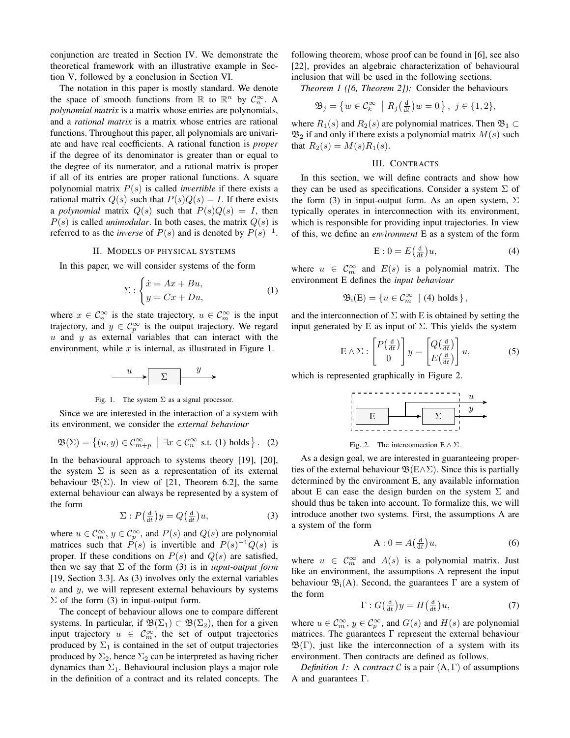conjunction are treated in Section IV. We demonstrate the theoretical framework with an illustrative example in Section V, followed by a conclusion in Section VI.

The notation in this paper is mostly standard. We denote the space of smooth functions from $\mathbb{R}$ to $\mathbb{R}^n$ by $\mathcal{C}_n^\infty$. A *polynomial matrix* is a matrix whose entries are polynomials, and a *rational matrix* is a matrix whose entries are rational functions. Throughout this paper, all polynomials are univariate and have real coefficients. A rational function is *proper* if the degree of its denominator is greater than or equal to the degree of its numerator, and a rational matrix is proper if all of its entries are proper rational functions. A square polynomial matrix $P(s)$ is called *invertible* if there exists a rational matrix $Q(s)$ such that $P(s)Q(s) = I$. If there exists a *polynomial* matrix $Q(s)$ such that $P(s)Q(s) = I$, then $P(s)$ is called *unimodular*. In both cases, the matrix $Q(s)$ is referred to as the *inverse* of $P(s)$ and is denoted by $P(s)^{-1}$.

## II. Models of physical systems

In this paper, we will consider systems of the form

$$\Sigma : \begin{cases} \dot{x} = Ax + Bu, \\ y = Cx + Du, \end{cases} \tag{1}$$

where $x \in \mathcal{C}_n^\infty$ is the state trajectory, $u \in \mathcal{C}_m^\infty$ is the input trajectory, and $y \in \mathcal{C}_p^\infty$ is the output trajectory. We regard $u$ and $y$ as external variables that can interact with the environment, while $x$ is internal, as illustrated in Figure 1.

Fig. 1. The system $\Sigma$ as a signal processor.

Since we are interested in the interaction of a system with its environment, we consider the *external behaviour*

$$\mathfrak{B}(\Sigma) = \left\{ (u, y) \in \mathcal{C}_{m+p}^\infty \;\middle|\; \exists x \in \mathcal{C}_n^\infty \text{ s.t. (1) holds} \right\}. \tag{2}$$

In the behavioural approach to systems theory [19], [20], the system $\Sigma$ is seen as a representation of its external behaviour $\mathfrak{B}(\Sigma)$. In view of [21, Theorem 6.2], the same external behaviour can always be represented by a system of the form

$$\Sigma : P\left(\tfrac{\mathrm{d}}{\mathrm{d}t}\right) y = Q\left(\tfrac{\mathrm{d}}{\mathrm{d}t}\right) u, \tag{3}$$

where $u \in \mathcal{C}_m^\infty$, $y \in \mathcal{C}_p^\infty$, and $P(s)$ and $Q(s)$ are polynomial matrices such that $P(s)$ is invertible and $P(s)^{-1}Q(s)$ is proper. If these conditions on $P(s)$ and $Q(s)$ are satisfied, then we say that $\Sigma$ of the form (3) is in *input-output form* [19, Section 3.3]. As (3) involves only the external variables $u$ and $y$, we will represent external behaviours by systems $\Sigma$ of the form (3) in input-output form.

The concept of behaviour allows one to compare different systems. In particular, if $\mathfrak{B}(\Sigma_1) \subset \mathfrak{B}(\Sigma_2)$, then for a given input trajectory $u \in \mathcal{C}_m^\infty$, the set of output trajectories produced by $\Sigma_1$ is contained in the set of output trajectories produced by $\Sigma_2$, hence $\Sigma_2$ can be interpreted as having richer dynamics than $\Sigma_1$. Behavioural inclusion plays a major role in the definition of a contract and its related concepts. The following theorem, whose proof can be found in [6], see also [22], provides an algebraic characterization of behavioural inclusion that will be used in the following sections.

*Theorem 1 ([6, Theorem 2]):* Consider the behaviours

$$\mathfrak{B}_j = \left\{ w \in \mathcal{C}_k^\infty \;\middle|\; R_j\left(\tfrac{\mathrm{d}}{\mathrm{d}t}\right) w = 0 \right\},\; j \in \{1, 2\},$$

where $R_1(s)$ and $R_2(s)$ are polynomial matrices. Then $\mathfrak{B}_1 \subset \mathfrak{B}_2$ if and only if there exists a polynomial matrix $M(s)$ such that $R_2(s) = M(s)R_1(s)$.

## III. Contracts

In this section, we will define contracts and show how they can be used as specifications. Consider a system $\Sigma$ of the form (3) in input-output form. As an open system, $\Sigma$ typically operates in interconnection with its environment, which is responsible for providing input trajectories. In view of this, we define an *environment* $\mathrm{E}$ as a system of the form

$$\mathrm{E} : 0 = E\left(\tfrac{\mathrm{d}}{\mathrm{d}t}\right) u, \tag{4}$$

where $u \in \mathcal{C}_m^\infty$ and $E(s)$ is a polynomial matrix. The environment $\mathrm{E}$ defines the *input behaviour*

$$\mathfrak{B}_\mathrm{i}(\mathrm{E}) = \left\{ u \in \mathcal{C}_m^\infty \;\middle|\; (4) \text{ holds} \right\},$$

and the interconnection of $\Sigma$ with $\mathrm{E}$ is obtained by setting the input generated by $\mathrm{E}$ as input of $\Sigma$. This yields the system

$$\mathrm{E} \wedge \Sigma : \begin{bmatrix} P\left(\frac{\mathrm{d}}{\mathrm{d}t}\right) \\ 0 \end{bmatrix} y = \begin{bmatrix} Q\left(\frac{\mathrm{d}}{\mathrm{d}t}\right) \\ E\left(\frac{\mathrm{d}}{\mathrm{d}t}\right) \end{bmatrix} u, \tag{5}$$

which is represented graphically in Figure 2.

Fig. 2. The interconnection $\mathrm{E} \wedge \Sigma$.

As a design goal, we are interested in guaranteeing properties of the external behaviour $\mathfrak{B}(\mathrm{E} \wedge \Sigma)$. Since this is partially determined by the environment $\mathrm{E}$, any available information about $\mathrm{E}$ can ease the design burden on the system $\Sigma$ and should thus be taken into account. To formalize this, we will introduce another two systems. First, the assumptions $\mathrm{A}$ are a system of the form

$$\mathrm{A} : 0 = A\left(\tfrac{\mathrm{d}}{\mathrm{d}t}\right) u, \tag{6}$$

where $u \in \mathcal{C}_m^\infty$ and $A(s)$ is a polynomial matrix. Just like an environment, the assumptions $\mathrm{A}$ represent the input behaviour $\mathfrak{B}_\mathrm{i}(\mathrm{A})$. Second, the guarantees $\Gamma$ are a system of the form

$$\Gamma : G\left(\tfrac{\mathrm{d}}{\mathrm{d}t}\right) y = H\left(\tfrac{\mathrm{d}}{\mathrm{d}t}\right) u, \tag{7}$$

where $u \in \mathcal{C}_m^\infty$, $y \in \mathcal{C}_p^\infty$, and $G(s)$ and $H(s)$ are polynomial matrices. The guarantees $\Gamma$ represent the external behaviour $\mathfrak{B}(\Gamma)$, just like the interconnection of a system with its environment. Then contracts are defined as follows.

*Definition 1:* A *contract* $\mathcal{C}$ is a pair $(\mathrm{A}, \Gamma)$ of assumptions $\mathrm{A}$ and guarantees $\Gamma$.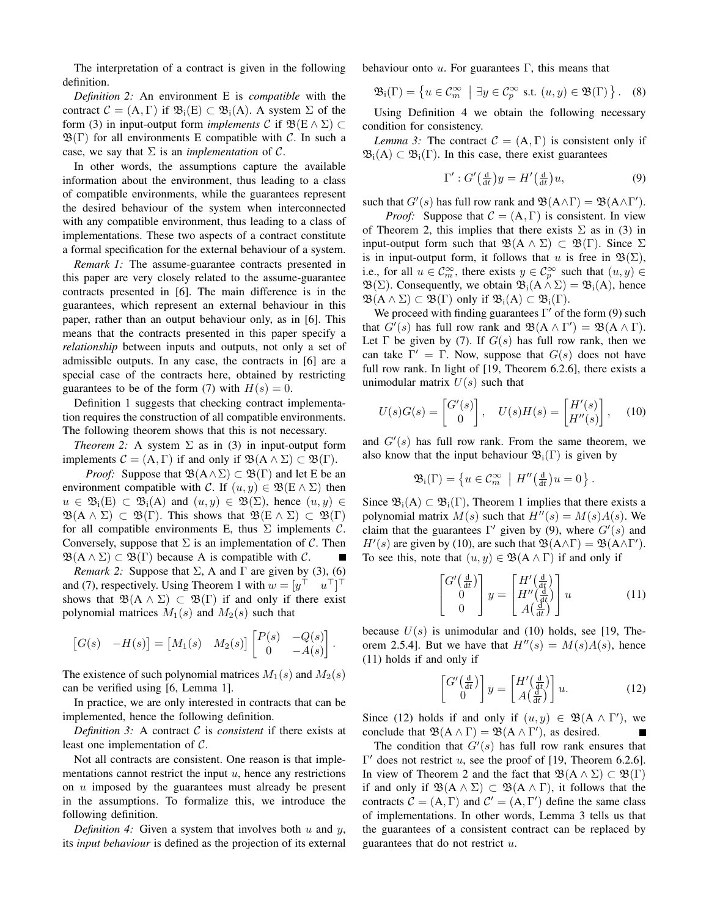The interpretation of a contract is given in the following definition.

*Definition 2:* An environment E is *compatible* with the contract $\mathcal{C} = (\mathrm{A}, \Gamma)$ if $\mathfrak{B}_{\mathrm{i}}(\mathrm{E}) \subset \mathfrak{B}_{\mathrm{i}}(\mathrm{A})$. A system $\Sigma$ of the form (3) in input-output form *implements* $\mathcal{C}$ if $\mathfrak{B}(\mathrm{E} \wedge \Sigma) \subset \mathfrak{B}(\Gamma)$ for all environments E compatible with $\mathcal{C}$. In such a case, we say that $\Sigma$ is an *implementation* of $\mathcal{C}$.

In other words, the assumptions capture the available information about the environment, thus leading to a class of compatible environments, while the guarantees represent the desired behaviour of the system when interconnected with any compatible environment, thus leading to a class of implementations. These two aspects of a contract constitute a formal specification for the external behaviour of a system.

*Remark 1:* The assume-guarantee contracts presented in this paper are very closely related to the assume-guarantee contracts presented in [6]. The main difference is in the guarantees, which represent an external behaviour in this paper, rather than an output behaviour only, as in [6]. This means that the contracts presented in this paper specify a *relationship* between inputs and outputs, not only a set of admissible outputs. In any case, the contracts in [6] are a special case of the contracts here, obtained by restricting guarantees to be of the form (7) with $H(s) = 0$.

Definition 1 suggests that checking contract implementation requires the construction of all compatible environments. The following theorem shows that this is not necessary.

*Theorem 2:* A system $\Sigma$ as in (3) in input-output form implements $\mathcal{C} = (\mathrm{A}, \Gamma)$ if and only if $\mathfrak{B}(\mathrm{A} \wedge \Sigma) \subset \mathfrak{B}(\Gamma)$.

*Proof:* Suppose that $\mathfrak{B}(\mathrm{A} \wedge \Sigma) \subset \mathfrak{B}(\Gamma)$ and let E be an environment compatible with $\mathcal{C}$. If $(u, y) \in \mathfrak{B}(\mathrm{E} \wedge \Sigma)$ then $u \in \mathfrak{B}_{\mathrm{i}}(\mathrm{E}) \subset \mathfrak{B}_{\mathrm{i}}(\mathrm{A})$ and $(u, y) \in \mathfrak{B}(\Sigma)$, hence $(u, y) \in \mathfrak{B}(\mathrm{A} \wedge \Sigma) \subset \mathfrak{B}(\Gamma)$. This shows that $\mathfrak{B}(\mathrm{E} \wedge \Sigma) \subset \mathfrak{B}(\Gamma)$ for all compatible environments E, thus $\Sigma$ implements $\mathcal{C}$. Conversely, suppose that $\Sigma$ is an implementation of $\mathcal{C}$. Then $\mathfrak{B}(\mathrm{A} \wedge \Sigma) \subset \mathfrak{B}(\Gamma)$ because A is compatible with $\mathcal{C}$. ∎

*Remark 2:* Suppose that $\Sigma$, A and $\Gamma$ are given by (3), (6) and (7), respectively. Using Theorem 1 with $w = [y^\top \quad u^\top]^\top$ shows that $\mathfrak{B}(\mathrm{A} \wedge \Sigma) \subset \mathfrak{B}(\Gamma)$ if and only if there exist polynomial matrices $M_1(s)$ and $M_2(s)$ such that

$$\begin{bmatrix} G(s) & -H(s) \end{bmatrix} = \begin{bmatrix} M_1(s) & M_2(s) \end{bmatrix} \begin{bmatrix} P(s) & -Q(s) \\ 0 & -A(s) \end{bmatrix}.$$

The existence of such polynomial matrices $M_1(s)$ and $M_2(s)$ can be verified using [6, Lemma 1].

In practice, we are only interested in contracts that can be implemented, hence the following definition.

*Definition 3:* A contract $\mathcal{C}$ is *consistent* if there exists at least one implementation of $\mathcal{C}$.

Not all contracts are consistent. One reason is that implementations cannot restrict the input $u$, hence any restrictions on $u$ imposed by the guarantees must already be present in the assumptions. To formalize this, we introduce the following definition.

*Definition 4:* Given a system that involves both $u$ and $y$, its *input behaviour* is defined as the projection of its external behaviour onto $u$. For guarantees $\Gamma$, this means that

$$\mathfrak{B}_{\mathrm{i}}(\Gamma) = \left\{ u \in \mathcal{C}_m^\infty \;\middle|\; \exists y \in \mathcal{C}_p^\infty \text{ s.t. } (u, y) \in \mathfrak{B}(\Gamma) \right\}. \quad (8)$$

Using Definition 4 we obtain the following necessary condition for consistency.

*Lemma 3:* The contract $\mathcal{C} = (\mathrm{A}, \Gamma)$ is consistent only if $\mathfrak{B}_{\mathrm{i}}(\mathrm{A}) \subset \mathfrak{B}_{\mathrm{i}}(\Gamma)$. In this case, there exist guarantees

$$\Gamma' : G'\big(\tfrac{\mathrm{d}}{\mathrm{d}t}\big) y = H'\big(\tfrac{\mathrm{d}}{\mathrm{d}t}\big) u, \quad (9)$$

such that $G'(s)$ has full row rank and $\mathfrak{B}(\mathrm{A} \wedge \Gamma) = \mathfrak{B}(\mathrm{A} \wedge \Gamma')$.

*Proof:* Suppose that $\mathcal{C} = (\mathrm{A}, \Gamma)$ is consistent. In view of Theorem 2, this implies that there exists $\Sigma$ as in (3) in input-output form such that $\mathfrak{B}(\mathrm{A} \wedge \Sigma) \subset \mathfrak{B}(\Gamma)$. Since $\Sigma$ is in input-output form, it follows that $u$ is free in $\mathfrak{B}(\Sigma)$, i.e., for all $u \in \mathcal{C}_m^\infty$, there exists $y \in \mathcal{C}_p^\infty$ such that $(u, y) \in \mathfrak{B}(\Sigma)$. Consequently, we obtain $\mathfrak{B}_{\mathrm{i}}(\mathrm{A} \wedge \Sigma) = \mathfrak{B}_{\mathrm{i}}(\mathrm{A})$, hence $\mathfrak{B}(\mathrm{A} \wedge \Sigma) \subset \mathfrak{B}(\Gamma)$ only if $\mathfrak{B}_{\mathrm{i}}(\mathrm{A}) \subset \mathfrak{B}_{\mathrm{i}}(\Gamma)$.

We proceed with finding guarantees $\Gamma'$ of the form (9) such that $G'(s)$ has full row rank and $\mathfrak{B}(\mathrm{A} \wedge \Gamma') = \mathfrak{B}(\mathrm{A} \wedge \Gamma)$. Let $\Gamma$ be given by (7). If $G(s)$ has full row rank, then we can take $\Gamma' = \Gamma$. Now, suppose that $G(s)$ does not have full row rank. In light of [19, Theorem 6.2.6], there exists a unimodular matrix $U(s)$ such that

$$U(s)G(s) = \begin{bmatrix} G'(s) \\ 0 \end{bmatrix}, \quad U(s)H(s) = \begin{bmatrix} H'(s) \\ H''(s) \end{bmatrix}, \quad (10)$$

and $G'(s)$ has full row rank. From the same theorem, we also know that the input behaviour $\mathfrak{B}_{\mathrm{i}}(\Gamma)$ is given by

$$\mathfrak{B}_{\mathrm{i}}(\Gamma) = \left\{ u \in \mathcal{C}_m^\infty \;\middle|\; H''\big(\tfrac{\mathrm{d}}{\mathrm{d}t}\big) u = 0 \right\}.$$

Since $\mathfrak{B}_{\mathrm{i}}(\mathrm{A}) \subset \mathfrak{B}_{\mathrm{i}}(\Gamma)$, Theorem 1 implies that there exists a polynomial matrix $M(s)$ such that $H''(s) = M(s)A(s)$. We claim that the guarantees $\Gamma'$ given by (9), where $G'(s)$ and $H'(s)$ are given by (10), are such that $\mathfrak{B}(\mathrm{A} \wedge \Gamma) = \mathfrak{B}(\mathrm{A} \wedge \Gamma')$. To see this, note that $(u, y) \in \mathfrak{B}(\mathrm{A} \wedge \Gamma)$ if and only if

$$\begin{bmatrix} G'\big(\tfrac{\mathrm{d}}{\mathrm{d}t}\big) \\ 0 \\ 0 \end{bmatrix} y = \begin{bmatrix} H'\big(\tfrac{\mathrm{d}}{\mathrm{d}t}\big) \\ H''\big(\tfrac{\mathrm{d}}{\mathrm{d}t}\big) \\ A\big(\tfrac{\mathrm{d}}{\mathrm{d}t}\big) \end{bmatrix} u \quad (11)$$

because $U(s)$ is unimodular and (10) holds, see [19, Theorem 2.5.4]. But we have that $H''(s) = M(s)A(s)$, hence (11) holds if and only if

$$\begin{bmatrix} G'\big(\tfrac{\mathrm{d}}{\mathrm{d}t}\big) \\ 0 \end{bmatrix} y = \begin{bmatrix} H'\big(\tfrac{\mathrm{d}}{\mathrm{d}t}\big) \\ A\big(\tfrac{\mathrm{d}}{\mathrm{d}t}\big) \end{bmatrix} u. \quad (12)$$

Since (12) holds if and only if $(u, y) \in \mathfrak{B}(\mathrm{A} \wedge \Gamma')$, we conclude that $\mathfrak{B}(\mathrm{A} \wedge \Gamma) = \mathfrak{B}(\mathrm{A} \wedge \Gamma')$, as desired. ∎

The condition that $G'(s)$ has full row rank ensures that $\Gamma'$ does not restrict $u$, see the proof of [19, Theorem 6.2.6]. In view of Theorem 2 and the fact that $\mathfrak{B}(\mathrm{A} \wedge \Sigma) \subset \mathfrak{B}(\Gamma)$ if and only if $\mathfrak{B}(\mathrm{A} \wedge \Sigma) \subset \mathfrak{B}(\mathrm{A} \wedge \Gamma)$, it follows that the contracts $\mathcal{C} = (\mathrm{A}, \Gamma)$ and $\mathcal{C}' = (\mathrm{A}, \Gamma')$ define the same class of implementations. In other words, Lemma 3 tells us that the guarantees of a consistent contract can be replaced by guarantees that do not restrict $u$.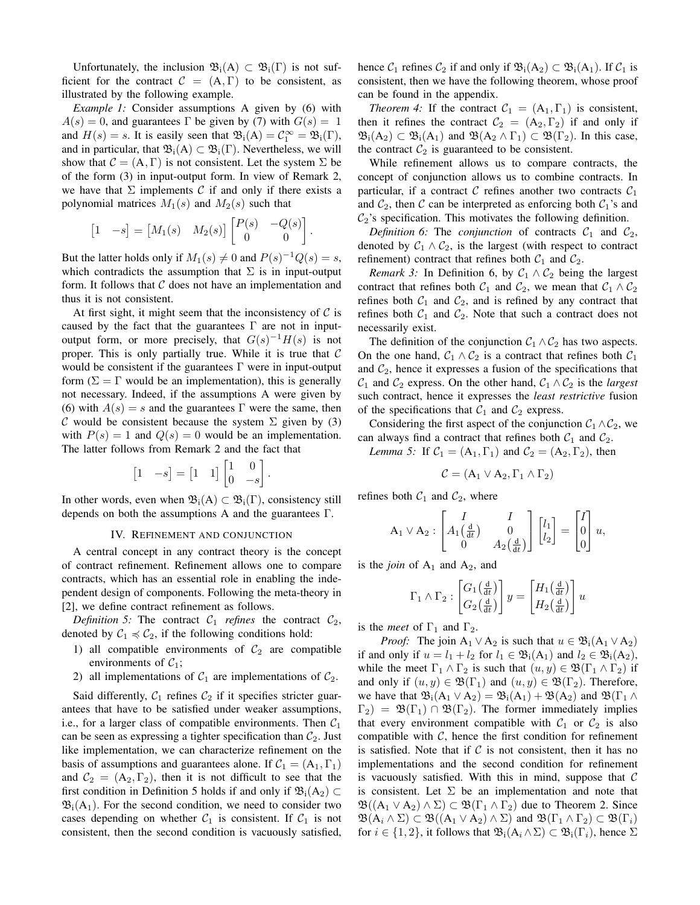Unfortunately, the inclusion $\mathfrak{B}_{\mathrm{i}}(\mathrm{A}) \subset \mathfrak{B}_{\mathrm{i}}(\Gamma)$ is not sufficient for the contract $\mathcal{C} = (\mathrm{A}, \Gamma)$ to be consistent, as illustrated by the following example.

*Example 1:* Consider assumptions A given by (6) with $A(s) = 0$, and guarantees $\Gamma$ be given by (7) with $G(s) = 1$ and $H(s) = s$. It is easily seen that $\mathfrak{B}_{\mathrm{i}}(\mathrm{A}) = \mathcal{C}_1^\infty = \mathfrak{B}_{\mathrm{i}}(\Gamma)$, and in particular, that $\mathfrak{B}_{\mathrm{i}}(\mathrm{A}) \subset \mathfrak{B}_{\mathrm{i}}(\Gamma)$. Nevertheless, we will show that $\mathcal{C} = (\mathrm{A}, \Gamma)$ is not consistent. Let the system $\Sigma$ be of the form (3) in input-output form. In view of Remark 2, we have that $\Sigma$ implements $\mathcal{C}$ if and only if there exists a polynomial matrices $M_1(s)$ and $M_2(s)$ such that

$$\begin{bmatrix} 1 & -s \end{bmatrix} = \begin{bmatrix} M_1(s) & M_2(s) \end{bmatrix} \begin{bmatrix} P(s) & -Q(s) \\ 0 & 0 \end{bmatrix}.$$

But the latter holds only if $M_1(s) \neq 0$ and $P(s)^{-1}Q(s) = s$, which contradicts the assumption that $\Sigma$ is in input-output form. It follows that $\mathcal{C}$ does not have an implementation and thus it is not consistent.

At first sight, it might seem that the inconsistency of $\mathcal{C}$ is caused by the fact that the guarantees $\Gamma$ are not in input-output form, or more precisely, that $G(s)^{-1}H(s)$ is not proper. This is only partially true. While it is true that $\mathcal{C}$ would be consistent if the guarantees $\Gamma$ were in input-output form ($\Sigma = \Gamma$ would be an implementation), this is generally not necessary. Indeed, if the assumptions A were given by (6) with $A(s) = s$ and the guarantees $\Gamma$ were the same, then $\mathcal{C}$ would be consistent because the system $\Sigma$ given by (3) with $P(s) = 1$ and $Q(s) = 0$ would be an implementation. The latter follows from Remark 2 and the fact that

$$\begin{bmatrix} 1 & -s \end{bmatrix} = \begin{bmatrix} 1 & 1 \end{bmatrix} \begin{bmatrix} 1 & 0 \\ 0 & -s \end{bmatrix}.$$

In other words, even when $\mathfrak{B}_{\mathrm{i}}(\mathrm{A}) \subset \mathfrak{B}_{\mathrm{i}}(\Gamma)$, consistency still depends on both the assumptions A and the guarantees $\Gamma$.

## IV. Refinement and conjunction

A central concept in any contract theory is the concept of contract refinement. Refinement allows one to compare contracts, which has an essential role in enabling the independent design of components. Following the meta-theory in [2], we define contract refinement as follows.

*Definition 5:* The contract $\mathcal{C}_1$ *refines* the contract $\mathcal{C}_2$, denoted by $\mathcal{C}_1 \preccurlyeq \mathcal{C}_2$, if the following conditions hold:

1) all compatible environments of $\mathcal{C}_2$ are compatible environments of $\mathcal{C}_1$;
2) all implementations of $\mathcal{C}_1$ are implementations of $\mathcal{C}_2$.

Said differently, $\mathcal{C}_1$ refines $\mathcal{C}_2$ if it specifies stricter guarantees that have to be satisfied under weaker assumptions, i.e., for a larger class of compatible environments. Then $\mathcal{C}_1$ can be seen as expressing a tighter specification than $\mathcal{C}_2$. Just like implementation, we can characterize refinement on the basis of assumptions and guarantees alone. If $\mathcal{C}_1 = (\mathrm{A}_1, \Gamma_1)$ and $\mathcal{C}_2 = (\mathrm{A}_2, \Gamma_2)$, then it is not difficult to see that the first condition in Definition 5 holds if and only if $\mathfrak{B}_{\mathrm{i}}(\mathrm{A}_2) \subset \mathfrak{B}_{\mathrm{i}}(\mathrm{A}_1)$. For the second condition, we need to consider two cases depending on whether $\mathcal{C}_1$ is consistent. If $\mathcal{C}_1$ is not consistent, then the second condition is vacuously satisfied, hence $\mathcal{C}_1$ refines $\mathcal{C}_2$ if and only if $\mathfrak{B}_{\mathrm{i}}(\mathrm{A}_2) \subset \mathfrak{B}_{\mathrm{i}}(\mathrm{A}_1)$. If $\mathcal{C}_1$ is consistent, then we have the following theorem, whose proof can be found in the appendix.

*Theorem 4:* If the contract $\mathcal{C}_1 = (\mathrm{A}_1, \Gamma_1)$ is consistent, then it refines the contract $\mathcal{C}_2 = (\mathrm{A}_2, \Gamma_2)$ if and only if $\mathfrak{B}_{\mathrm{i}}(\mathrm{A}_2) \subset \mathfrak{B}_{\mathrm{i}}(\mathrm{A}_1)$ and $\mathfrak{B}(\mathrm{A}_2 \wedge \Gamma_1) \subset \mathfrak{B}(\Gamma_2)$. In this case, the contract $\mathcal{C}_2$ is guaranteed to be consistent.

While refinement allows us to compare contracts, the concept of conjunction allows us to combine contracts. In particular, if a contract $\mathcal{C}$ refines another two contracts $\mathcal{C}_1$ and $\mathcal{C}_2$, then $\mathcal{C}$ can be interpreted as enforcing both $\mathcal{C}_1$'s and $\mathcal{C}_2$'s specification. This motivates the following definition.

*Definition 6:* The *conjunction* of contracts $\mathcal{C}_1$ and $\mathcal{C}_2$, denoted by $\mathcal{C}_1 \wedge \mathcal{C}_2$, is the largest (with respect to contract refinement) contract that refines both $\mathcal{C}_1$ and $\mathcal{C}_2$.

*Remark 3:* In Definition 6, by $\mathcal{C}_1 \wedge \mathcal{C}_2$ being the largest contract that refines both $\mathcal{C}_1$ and $\mathcal{C}_2$, we mean that $\mathcal{C}_1 \wedge \mathcal{C}_2$ refines both $\mathcal{C}_1$ and $\mathcal{C}_2$, and is refined by any contract that refines both $\mathcal{C}_1$ and $\mathcal{C}_2$. Note that such a contract does not necessarily exist.

The definition of the conjunction $\mathcal{C}_1 \wedge \mathcal{C}_2$ has two aspects. On the one hand, $\mathcal{C}_1 \wedge \mathcal{C}_2$ is a contract that refines both $\mathcal{C}_1$ and $\mathcal{C}_2$, hence it expresses a fusion of the specifications that $\mathcal{C}_1$ and $\mathcal{C}_2$ express. On the other hand, $\mathcal{C}_1 \wedge \mathcal{C}_2$ is the *largest* such contract, hence it expresses the *least restrictive* fusion of the specifications that $\mathcal{C}_1$ and $\mathcal{C}_2$ express.

Considering the first aspect of the conjunction $\mathcal{C}_1 \wedge \mathcal{C}_2$, we can always find a contract that refines both $\mathcal{C}_1$ and $\mathcal{C}_2$.

*Lemma 5:* If $\mathcal{C}_1 = (\mathrm{A}_1, \Gamma_1)$ and $\mathcal{C}_2 = (\mathrm{A}_2, \Gamma_2)$, then

$$\mathcal{C} = (\mathrm{A}_1 \vee \mathrm{A}_2, \Gamma_1 \wedge \Gamma_2)$$

refines both $\mathcal{C}_1$ and $\mathcal{C}_2$, where

$$\mathrm{A}_1 \vee \mathrm{A}_2 : \begin{bmatrix} I & I \\ A_1\left(\frac{\mathrm{d}}{\mathrm{d}t}\right) & 0 \\ 0 & A_2\left(\frac{\mathrm{d}}{\mathrm{d}t}\right) \end{bmatrix} \begin{bmatrix} l_1 \\ l_2 \end{bmatrix} = \begin{bmatrix} I \\ 0 \\ 0 \end{bmatrix} u,$$

is the *join* of $\mathrm{A}_1$ and $\mathrm{A}_2$, and

$$\Gamma_1 \wedge \Gamma_2 : \begin{bmatrix} G_1\left(\frac{\mathrm{d}}{\mathrm{d}t}\right) \\ G_2\left(\frac{\mathrm{d}}{\mathrm{d}t}\right) \end{bmatrix} y = \begin{bmatrix} H_1\left(\frac{\mathrm{d}}{\mathrm{d}t}\right) \\ H_2\left(\frac{\mathrm{d}}{\mathrm{d}t}\right) \end{bmatrix} u$$

is the *meet* of $\Gamma_1$ and $\Gamma_2$.

*Proof:* The join $\mathrm{A}_1 \vee \mathrm{A}_2$ is such that $u \in \mathfrak{B}_{\mathrm{i}}(\mathrm{A}_1 \vee \mathrm{A}_2)$ if and only if $u = l_1 + l_2$ for $l_1 \in \mathfrak{B}_{\mathrm{i}}(\mathrm{A}_1)$ and $l_2 \in \mathfrak{B}_{\mathrm{i}}(\mathrm{A}_2)$, while the meet $\Gamma_1 \wedge \Gamma_2$ is such that $(u, y) \in \mathfrak{B}(\Gamma_1 \wedge \Gamma_2)$ if and only if $(u, y) \in \mathfrak{B}(\Gamma_1)$ and $(u, y) \in \mathfrak{B}(\Gamma_2)$. Therefore, we have that $\mathfrak{B}_{\mathrm{i}}(\mathrm{A}_1 \vee \mathrm{A}_2) = \mathfrak{B}_{\mathrm{i}}(\mathrm{A}_1) + \mathfrak{B}(\mathrm{A}_2)$ and $\mathfrak{B}(\Gamma_1 \wedge \Gamma_2) = \mathfrak{B}(\Gamma_1) \cap \mathfrak{B}(\Gamma_2)$. The former immediately implies that every environment compatible with $\mathcal{C}_1$ or $\mathcal{C}_2$ is also compatible with $\mathcal{C}$, hence the first condition for refinement is satisfied. Note that if $\mathcal{C}$ is not consistent, then it has no implementations and the second condition for refinement is vacuously satisfied. With this in mind, suppose that $\mathcal{C}$ is consistent. Let $\Sigma$ be an implementation and note that $\mathfrak{B}((\mathrm{A}_1 \vee \mathrm{A}_2) \wedge \Sigma) \subset \mathfrak{B}(\Gamma_1 \wedge \Gamma_2)$ due to Theorem 2. Since $\mathfrak{B}(\mathrm{A}_i \wedge \Sigma) \subset \mathfrak{B}((\mathrm{A}_1 \vee \mathrm{A}_2) \wedge \Sigma)$ and $\mathfrak{B}(\Gamma_1 \wedge \Gamma_2) \subset \mathfrak{B}(\Gamma_i)$ for $i \in \{1, 2\}$, it follows that $\mathfrak{B}_{\mathrm{i}}(\mathrm{A}_i \wedge \Sigma) \subset \mathfrak{B}_{\mathrm{i}}(\Gamma_i)$, hence $\Sigma$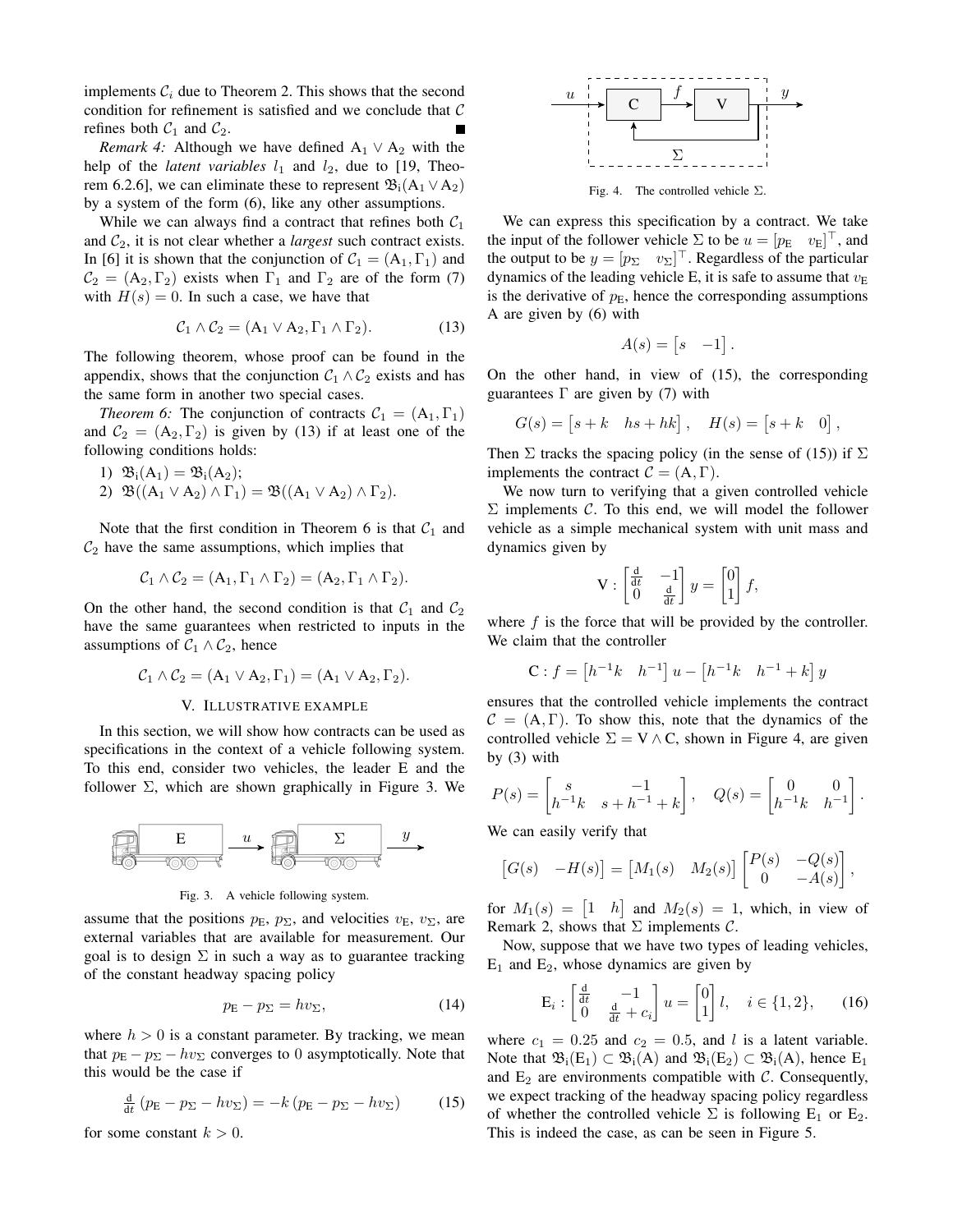implements $\mathcal{C}_i$ due to Theorem 2. This shows that the second condition for refinement is satisfied and we conclude that $\mathcal{C}$ refines both $\mathcal{C}_1$ and $\mathcal{C}_2$. ∎

*Remark 4:* Although we have defined $\mathrm{A}_1 \vee \mathrm{A}_2$ with the help of the *latent variables* $l_1$ and $l_2$, due to [19, Theorem 6.2.6], we can eliminate these to represent $\mathfrak{B}_\mathrm{i}(\mathrm{A}_1 \vee \mathrm{A}_2)$ by a system of the form (6), like any other assumptions.

While we can always find a contract that refines both $\mathcal{C}_1$ and $\mathcal{C}_2$, it is not clear whether a *largest* such contract exists. In [6] it is shown that the conjunction of $\mathcal{C}_1 = (\mathrm{A}_1, \Gamma_1)$ and $\mathcal{C}_2 = (\mathrm{A}_2, \Gamma_2)$ exists when $\Gamma_1$ and $\Gamma_2$ are of the form (7) with $H(s) = 0$. In such a case, we have that

$$\mathcal{C}_1 \wedge \mathcal{C}_2 = (\mathrm{A}_1 \vee \mathrm{A}_2, \Gamma_1 \wedge \Gamma_2). \tag{13}$$

The following theorem, whose proof can be found in the appendix, shows that the conjunction $\mathcal{C}_1 \wedge \mathcal{C}_2$ exists and has the same form in another two special cases.

*Theorem 6:* The conjunction of contracts $\mathcal{C}_1 = (\mathrm{A}_1, \Gamma_1)$ and $\mathcal{C}_2 = (\mathrm{A}_2, \Gamma_2)$ is given by (13) if at least one of the following conditions holds:

1) $\mathfrak{B}_\mathrm{i}(\mathrm{A}_1) = \mathfrak{B}_\mathrm{i}(\mathrm{A}_2)$;
2) $\mathfrak{B}((\mathrm{A}_1 \vee \mathrm{A}_2) \wedge \Gamma_1) = \mathfrak{B}((\mathrm{A}_1 \vee \mathrm{A}_2) \wedge \Gamma_2)$.

Note that the first condition in Theorem 6 is that $\mathcal{C}_1$ and $\mathcal{C}_2$ have the same assumptions, which implies that

$$\mathcal{C}_1 \wedge \mathcal{C}_2 = (\mathrm{A}_1, \Gamma_1 \wedge \Gamma_2) = (\mathrm{A}_2, \Gamma_1 \wedge \Gamma_2).$$

On the other hand, the second condition is that $\mathcal{C}_1$ and $\mathcal{C}_2$ have the same guarantees when restricted to inputs in the assumptions of $\mathcal{C}_1 \wedge \mathcal{C}_2$, hence

$$\mathcal{C}_1 \wedge \mathcal{C}_2 = (\mathrm{A}_1 \vee \mathrm{A}_2, \Gamma_1) = (\mathrm{A}_1 \vee \mathrm{A}_2, \Gamma_2).$$

## V. Illustrative example

In this section, we will show how contracts can be used as specifications in the context of a vehicle following system. To this end, consider two vehicles, the leader E and the follower $\Sigma$, which are shown graphically in Figure 3. We assume that the positions $p_\mathrm{E}$, $p_\Sigma$, and velocities $v_\mathrm{E}$, $v_\Sigma$, are external variables that are available for measurement. Our goal is to design $\Sigma$ in such a way as to guarantee tracking of the constant headway spacing policy

Fig. 3. A vehicle following system.

$$p_\mathrm{E} - p_\Sigma = h v_\Sigma, \tag{14}$$

where $h > 0$ is a constant parameter. By tracking, we mean that $p_\mathrm{E} - p_\Sigma - h v_\Sigma$ converges to 0 asymptotically. Note that this would be the case if

$$\tfrac{\mathrm{d}}{\mathrm{d}t}\left(p_\mathrm{E} - p_\Sigma - h v_\Sigma\right) = -k\left(p_\mathrm{E} - p_\Sigma - h v_\Sigma\right) \tag{15}$$

for some constant $k > 0$.

Fig. 4. The controlled vehicle $\Sigma$.

We can express this specification by a contract. We take the input of the follower vehicle $\Sigma$ to be $u = [p_\mathrm{E} \quad v_\mathrm{E}]^\top$, and the output to be $y = [p_\Sigma \quad v_\Sigma]^\top$. Regardless of the particular dynamics of the leading vehicle E, it is safe to assume that $v_\mathrm{E}$ is the derivative of $p_\mathrm{E}$, hence the corresponding assumptions A are given by (6) with

$$A(s) = \begin{bmatrix} s & -1 \end{bmatrix}.$$

On the other hand, in view of (15), the corresponding guarantees $\Gamma$ are given by (7) with

$$G(s) = \begin{bmatrix} s+k & hs+hk \end{bmatrix}, \quad H(s) = \begin{bmatrix} s+k & 0 \end{bmatrix},$$

Then $\Sigma$ tracks the spacing policy (in the sense of (15)) if $\Sigma$ implements the contract $\mathcal{C} = (\mathrm{A}, \Gamma)$.

We now turn to verifying that a given controlled vehicle $\Sigma$ implements $\mathcal{C}$. To this end, we will model the follower vehicle as a simple mechanical system with unit mass and dynamics given by

$$\mathrm{V} : \begin{bmatrix} \frac{\mathrm{d}}{\mathrm{d}t} & -1 \\ 0 & \frac{\mathrm{d}}{\mathrm{d}t} \end{bmatrix} y = \begin{bmatrix} 0 \\ 1 \end{bmatrix} f,$$

where $f$ is the force that will be provided by the controller. We claim that the controller

$$\mathrm{C} : f = \begin{bmatrix} h^{-1}k & h^{-1} \end{bmatrix} u - \begin{bmatrix} h^{-1}k & h^{-1} + k \end{bmatrix} y$$

ensures that the controlled vehicle implements the contract $\mathcal{C} = (\mathrm{A}, \Gamma)$. To show this, note that the dynamics of the controlled vehicle $\Sigma = \mathrm{V} \wedge \mathrm{C}$, shown in Figure 4, are given by (3) with

$$P(s) = \begin{bmatrix} s & -1 \\ h^{-1}k & s + h^{-1} + k \end{bmatrix}, \quad Q(s) = \begin{bmatrix} 0 & 0 \\ h^{-1}k & h^{-1} \end{bmatrix}.$$

We can easily verify that

$$\begin{bmatrix} G(s) & -H(s) \end{bmatrix} = \begin{bmatrix} M_1(s) & M_2(s) \end{bmatrix} \begin{bmatrix} P(s) & -Q(s) \\ 0 & -A(s) \end{bmatrix},$$

for $M_1(s) = \begin{bmatrix} 1 & h \end{bmatrix}$ and $M_2(s) = 1$, which, in view of Remark 2, shows that $\Sigma$ implements $\mathcal{C}$.

Now, suppose that we have two types of leading vehicles, $\mathrm{E}_1$ and $\mathrm{E}_2$, whose dynamics are given by

$$\mathrm{E}_i : \begin{bmatrix} \frac{\mathrm{d}}{\mathrm{d}t} & -1 \\ 0 & \frac{\mathrm{d}}{\mathrm{d}t} + c_i \end{bmatrix} u = \begin{bmatrix} 0 \\ 1 \end{bmatrix} l, \quad i \in \{1, 2\}, \tag{16}$$

where $c_1 = 0.25$ and $c_2 = 0.5$, and $l$ is a latent variable. Note that $\mathfrak{B}_\mathrm{i}(\mathrm{E}_1) \subset \mathfrak{B}_\mathrm{i}(\mathrm{A})$ and $\mathfrak{B}_\mathrm{i}(\mathrm{E}_2) \subset \mathfrak{B}_\mathrm{i}(\mathrm{A})$, hence $\mathrm{E}_1$ and $\mathrm{E}_2$ are environments compatible with $\mathcal{C}$. Consequently, we expect tracking of the headway spacing policy regardless of whether the controlled vehicle $\Sigma$ is following $\mathrm{E}_1$ or $\mathrm{E}_2$. This is indeed the case, as can be seen in Figure 5.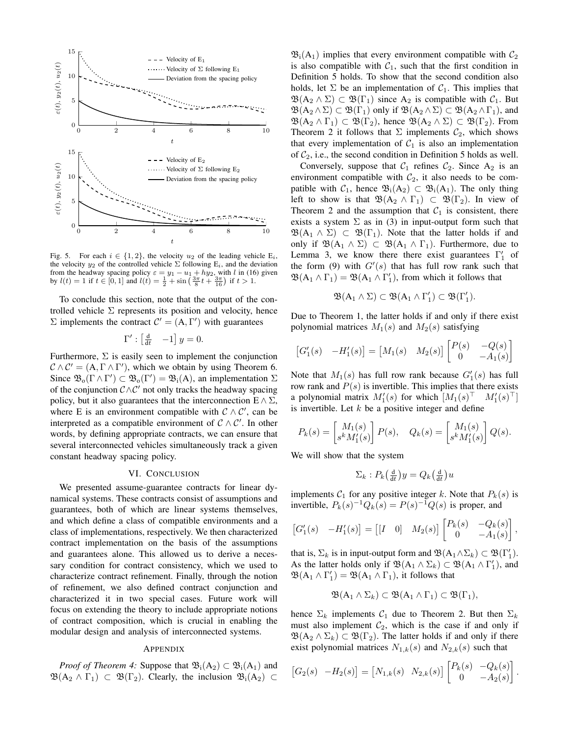Fig. 5. For each $i \in \{1,2\}$, the velocity $u_2$ of the leading vehicle $\mathrm{E}_i$, the velocity $y_2$ of the controlled vehicle $\Sigma$ following $\mathrm{E}_i$, and the deviation from the headway spacing policy $\varepsilon = y_1 - u_1 + hy_2$, with $l$ in (16) given by $l(t) = 1$ if $t \in [0,1]$ and $l(t) = \frac{1}{2} + \sin\left(\frac{3\pi}{8}t + \frac{3\pi}{16}\right)$ if $t > 1$.

To conclude this section, note that the output of the controlled vehicle $\Sigma$ represents its position and velocity, hence $\Sigma$ implements the contract $\mathcal{C}' = (\mathrm{A}, \Gamma')$ with guarantees

$$\Gamma' : \begin{bmatrix} \frac{\mathrm{d}}{\mathrm{d}t} & -1 \end{bmatrix} y = 0.$$

Furthermore, $\Sigma$ is easily seen to implement the conjunction $\mathcal{C} \wedge \mathcal{C}' = (\mathrm{A}, \Gamma \wedge \Gamma')$, which we obtain by using Theorem 6. Since $\mathfrak{B}_{\mathrm{o}}(\Gamma \wedge \Gamma') \subset \mathfrak{B}_{\mathrm{o}}(\Gamma') = \mathfrak{B}_{\mathrm{i}}(\mathrm{A})$, an implementation $\Sigma$ of the conjunction $\mathcal{C} \wedge \mathcal{C}'$ not only tracks the headway spacing policy, but it also guarantees that the interconnection $\mathrm{E} \wedge \Sigma$, where E is an environment compatible with $\mathcal{C} \wedge \mathcal{C}'$, can be interpreted as a compatible environment of $\mathcal{C} \wedge \mathcal{C}'$. In other words, by defining appropriate contracts, we can ensure that several interconnected vehicles simultaneously track a given constant headway spacing policy.

## VI. Conclusion

We presented assume-guarantee contracts for linear dynamical systems. These contracts consist of assumptions and guarantees, both of which are linear systems themselves, and which define a class of compatible environments and a class of implementations, respectively. We then characterized contract implementation on the basis of the assumptions and guarantees alone. This allowed us to derive a necessary condition for contract consistency, which we used to characterize contract refinement. Finally, through the notion of refinement, we also defined contract conjunction and characterized it in two special cases. Future work will focus on extending the theory to include appropriate notions of contract composition, which is crucial in enabling the modular design and analysis of interconnected systems.

## Appendix

*Proof of Theorem 4:* Suppose that $\mathfrak{B}_{\mathrm{i}}(\mathrm{A}_2) \subset \mathfrak{B}_{\mathrm{i}}(\mathrm{A}_1)$ and $\mathfrak{B}(\mathrm{A}_2 \wedge \Gamma_1) \subset \mathfrak{B}(\Gamma_2)$. Clearly, the inclusion $\mathfrak{B}_{\mathrm{i}}(\mathrm{A}_2) \subset \mathfrak{B}_{\mathrm{i}}(\mathrm{A}_1)$ implies that every environment compatible with $\mathcal{C}_2$ is also compatible with $\mathcal{C}_1$, such that the first condition in Definition 5 holds. To show that the second condition also holds, let $\Sigma$ be an implementation of $\mathcal{C}_1$. This implies that $\mathfrak{B}(\mathrm{A}_2 \wedge \Sigma) \subset \mathfrak{B}(\Gamma_1)$ since $\mathrm{A}_2$ is compatible with $\mathcal{C}_1$. But $\mathfrak{B}(\mathrm{A}_2 \wedge \Sigma) \subset \mathfrak{B}(\Gamma_1)$ only if $\mathfrak{B}(\mathrm{A}_2 \wedge \Sigma) \subset \mathfrak{B}(\mathrm{A}_2 \wedge \Gamma_1)$, and $\mathfrak{B}(\mathrm{A}_2 \wedge \Gamma_1) \subset \mathfrak{B}(\Gamma_2)$, hence $\mathfrak{B}(\mathrm{A}_2 \wedge \Sigma) \subset \mathfrak{B}(\Gamma_2)$. From Theorem 2 it follows that $\Sigma$ implements $\mathcal{C}_2$, which shows that every implementation of $\mathcal{C}_1$ is also an implementation of $\mathcal{C}_2$, i.e., the second condition in Definition 5 holds as well.

Conversely, suppose that $\mathcal{C}_1$ refines $\mathcal{C}_2$. Since $\mathrm{A}_2$ is an environment compatible with $\mathcal{C}_2$, it also needs to be compatible with $\mathcal{C}_1$, hence $\mathfrak{B}_{\mathrm{i}}(\mathrm{A}_2) \subset \mathfrak{B}_{\mathrm{i}}(\mathrm{A}_1)$. The only thing left to show is that $\mathfrak{B}(\mathrm{A}_2 \wedge \Gamma_1) \subset \mathfrak{B}(\Gamma_2)$. In view of Theorem 2 and the assumption that $\mathcal{C}_1$ is consistent, there exists a system $\Sigma$ as in (3) in input-output form such that $\mathfrak{B}(\mathrm{A}_1 \wedge \Sigma) \subset \mathfrak{B}(\Gamma_1)$. Note that the latter holds if and only if $\mathfrak{B}(\mathrm{A}_1 \wedge \Sigma) \subset \mathfrak{B}(\mathrm{A}_1 \wedge \Gamma_1)$. Furthermore, due to Lemma 3, we know there there exist guarantees $\Gamma_1'$ of the form (9) with $G'(s)$ that has full row rank such that $\mathfrak{B}(\mathrm{A}_1 \wedge \Gamma_1) = \mathfrak{B}(\mathrm{A}_1 \wedge \Gamma_1')$, from which it follows that

$$\mathfrak{B}(\mathrm{A}_1 \wedge \Sigma) \subset \mathfrak{B}(\mathrm{A}_1 \wedge \Gamma_1') \subset \mathfrak{B}(\Gamma_1').$$

Due to Theorem 1, the latter holds if and only if there exist polynomial matrices $M_1(s)$ and $M_2(s)$ satisfying

$$\begin{bmatrix} G_1'(s) & -H_1'(s) \end{bmatrix} = \begin{bmatrix} M_1(s) & M_2(s) \end{bmatrix} \begin{bmatrix} P(s) & -Q(s) \\ 0 & -A_1(s) \end{bmatrix}$$

Note that $M_1(s)$ has full row rank because $G_1'(s)$ has full row rank and $P(s)$ is invertible. This implies that there exists a polynomial matrix $M_1'(s)$ for which $\begin{bmatrix} M_1(s)^\top & M_1'(s)^\top \end{bmatrix}$ is invertible. Let $k$ be a positive integer and define

$$P_k(s) = \begin{bmatrix} M_1(s) \\ s^k M_1'(s) \end{bmatrix} P(s), \quad Q_k(s) = \begin{bmatrix} M_1(s) \\ s^k M_1'(s) \end{bmatrix} Q(s).$$

We will show that the system

$$\Sigma_k : P_k\left(\tfrac{\mathrm{d}}{\mathrm{d}t}\right) y = Q_k\left(\tfrac{\mathrm{d}}{\mathrm{d}t}\right) u$$

implements $\mathcal{C}_1$ for any positive integer $k$. Note that $P_k(s)$ is invertible, $P_k(s)^{-1}Q_k(s) = P(s)^{-1}Q(s)$ is proper, and

$$\begin{bmatrix} G_1'(s) & -H_1'(s) \end{bmatrix} = \begin{bmatrix} \begin{bmatrix} I & 0 \end{bmatrix} & M_2(s) \end{bmatrix} \begin{bmatrix} P_k(s) & -Q_k(s) \\ 0 & -A_1(s) \end{bmatrix},$$

that is, $\Sigma_k$ is in input-output form and $\mathfrak{B}(\mathrm{A}_1 \wedge \Sigma_k) \subset \mathfrak{B}(\Gamma_1')$. As the latter holds only if $\mathfrak{B}(\mathrm{A}_1 \wedge \Sigma_k) \subset \mathfrak{B}(\mathrm{A}_1 \wedge \Gamma_1')$, and $\mathfrak{B}(\mathrm{A}_1 \wedge \Gamma_1') = \mathfrak{B}(\mathrm{A}_1 \wedge \Gamma_1)$, it follows that

$$\mathfrak{B}(\mathrm{A}_1 \wedge \Sigma_k) \subset \mathfrak{B}(\mathrm{A}_1 \wedge \Gamma_1) \subset \mathfrak{B}(\Gamma_1),$$

hence $\Sigma_k$ implements $\mathcal{C}_1$ due to Theorem 2. But then $\Sigma_k$ must also implement $\mathcal{C}_2$, which is the case if and only if $\mathfrak{B}(\mathrm{A}_2 \wedge \Sigma_k) \subset \mathfrak{B}(\Gamma_2)$. The latter holds if and only if there exist polynomial matrices $N_{1,k}(s)$ and $N_{2,k}(s)$ such that

$$\begin{bmatrix} G_2(s) & -H_2(s) \end{bmatrix} = \begin{bmatrix} N_{1,k}(s) & N_{2,k}(s) \end{bmatrix} \begin{bmatrix} P_k(s) & -Q_k(s) \\ 0 & -A_2(s) \end{bmatrix}.$$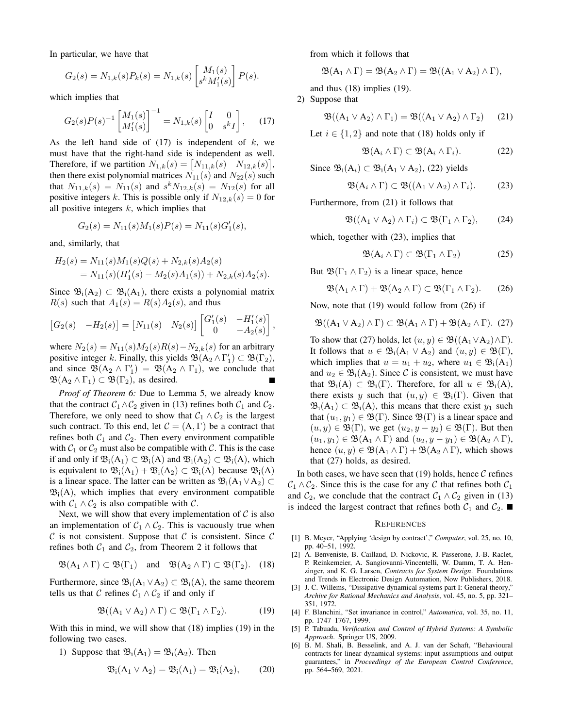In particular, we have that

$$G_2(s) = N_{1,k}(s)P_k(s) = N_{1,k}(s)\begin{bmatrix} M_1(s) \\ s^k M_1'(s) \end{bmatrix} P(s).$$

which implies that

$$G_2(s)P(s)^{-1}\begin{bmatrix} M_1(s) \\ M_1'(s) \end{bmatrix}^{-1} = N_{1,k}(s)\begin{bmatrix} I & 0 \\ 0 & s^k I \end{bmatrix}, \qquad (17)$$

As the left hand side of (17) is independent of $k$, we must have that the right-hand side is independent as well. Therefore, if we partition $N_{1,k}(s) = \begin{bmatrix} N_{11,k}(s) & N_{12,k}(s) \end{bmatrix}$, then there exist polynomial matrices $N_{11}(s)$ and $N_{22}(s)$ such that $N_{11,k}(s) = N_{11}(s)$ and $s^k N_{12,k}(s) = N_{12}(s)$ for all positive integers $k$. This is possible only if $N_{12,k}(s) = 0$ for all positive integers $k$, which implies that

$$G_2(s) = N_{11}(s)M_1(s)P(s) = N_{11}(s)G_1'(s),$$

and, similarly, that

$$\begin{aligned} H_2(s) &= N_{11}(s)M_1(s)Q(s) + N_{2,k}(s)A_2(s) \\ &= N_{11}(s)(H_1'(s) - M_2(s)A_1(s)) + N_{2,k}(s)A_2(s). \end{aligned}$$

Since $\mathfrak{B}_\mathrm{i}(\mathrm{A}_2) \subset \mathfrak{B}_\mathrm{i}(\mathrm{A}_1)$, there exists a polynomial matrix $R(s)$ such that $A_1(s) = R(s)A_2(s)$, and thus

$$\begin{bmatrix} G_2(s) & -H_2(s) \end{bmatrix} = \begin{bmatrix} N_{11}(s) & N_2(s) \end{bmatrix}\begin{bmatrix} G_1'(s) & -H_1'(s) \\ 0 & -A_2(s) \end{bmatrix},$$

where $N_2(s) = N_{11}(s)M_2(s)R(s) - N_{2,k}(s)$ for an arbitrary positive integer $k$. Finally, this yields $\mathfrak{B}(\mathrm{A}_2 \wedge \Gamma_1') \subset \mathfrak{B}(\Gamma_2)$, and since $\mathfrak{B}(\mathrm{A}_2 \wedge \Gamma_1') = \mathfrak{B}(\mathrm{A}_2 \wedge \Gamma_1)$, we conclude that $\mathfrak{B}(\mathrm{A}_2 \wedge \Gamma_1) \subset \mathfrak{B}(\Gamma_2)$, as desired. ■

*Proof of Theorem 6:* Due to Lemma 5, we already know that the contract $\mathcal{C}_1 \wedge \mathcal{C}_2$ given in (13) refines both $\mathcal{C}_1$ and $\mathcal{C}_2$. Therefore, we only need to show that $\mathcal{C}_1 \wedge \mathcal{C}_2$ is the largest such contract. To this end, let $\mathcal{C} = (\mathrm{A}, \Gamma)$ be a contract that refines both $\mathcal{C}_1$ and $\mathcal{C}_2$. Then every environment compatible with $\mathcal{C}_1$ or $\mathcal{C}_2$ must also be compatible with $\mathcal{C}$. This is the case if and only if $\mathfrak{B}_\mathrm{i}(\mathrm{A}_1) \subset \mathfrak{B}_\mathrm{i}(\mathrm{A})$ and $\mathfrak{B}_\mathrm{i}(\mathrm{A}_2) \subset \mathfrak{B}_\mathrm{i}(\mathrm{A})$, which is equivalent to $\mathfrak{B}_\mathrm{i}(\mathrm{A}_1) + \mathfrak{B}_\mathrm{i}(\mathrm{A}_2) \subset \mathfrak{B}_\mathrm{i}(\mathrm{A})$ because $\mathfrak{B}_\mathrm{i}(\mathrm{A})$ is a linear space. The latter can be written as $\mathfrak{B}_\mathrm{i}(\mathrm{A}_1 \vee \mathrm{A}_2) \subset \mathfrak{B}_\mathrm{i}(\mathrm{A})$, which implies that every environment compatible with $\mathcal{C}_1 \wedge \mathcal{C}_2$ is also compatible with $\mathcal{C}$.

Next, we will show that every implementation of $\mathcal{C}$ is also an implementation of $\mathcal{C}_1 \wedge \mathcal{C}_2$. This is vacuously true when $\mathcal{C}$ is not consistent. Suppose that $\mathcal{C}$ is consistent. Since $\mathcal{C}$ refines both $\mathcal{C}_1$ and $\mathcal{C}_2$, from Theorem 2 it follows that

$$\mathfrak{B}(\mathrm{A}_1 \wedge \Gamma) \subset \mathfrak{B}(\Gamma_1) \quad \text{and} \quad \mathfrak{B}(\mathrm{A}_2 \wedge \Gamma) \subset \mathfrak{B}(\Gamma_2). \quad (18)$$

Furthermore, since $\mathfrak{B}_\mathrm{i}(\mathrm{A}_1 \vee \mathrm{A}_2) \subset \mathfrak{B}_\mathrm{i}(\mathrm{A})$, the same theorem tells us that $\mathcal{C}$ refines $\mathcal{C}_1 \wedge \mathcal{C}_2$ if and only if

$$\mathfrak{B}((\mathrm{A}_1 \vee \mathrm{A}_2) \wedge \Gamma) \subset \mathfrak{B}(\Gamma_1 \wedge \Gamma_2). \qquad (19)$$

With this in mind, we will show that (18) implies (19) in the following two cases.

1) Suppose that $\mathfrak{B}_\mathrm{i}(\mathrm{A}_1) = \mathfrak{B}_\mathrm{i}(\mathrm{A}_2)$. Then

$$\mathfrak{B}_\mathrm{i}(\mathrm{A}_1 \vee \mathrm{A}_2) = \mathfrak{B}_\mathrm{i}(\mathrm{A}_1) = \mathfrak{B}_\mathrm{i}(\mathrm{A}_2), \qquad (20)$$

from which it follows that

$$\mathfrak{B}(\mathrm{A}_1 \wedge \Gamma) = \mathfrak{B}(\mathrm{A}_2 \wedge \Gamma) = \mathfrak{B}((\mathrm{A}_1 \vee \mathrm{A}_2) \wedge \Gamma),$$

and thus (18) implies (19).

2) Suppose that

$$\mathfrak{B}((\mathrm{A}_1 \vee \mathrm{A}_2) \wedge \Gamma_1) = \mathfrak{B}((\mathrm{A}_1 \vee \mathrm{A}_2) \wedge \Gamma_2) \qquad (21)$$

Let $i \in \{1, 2\}$ and note that (18) holds only if

$$\mathfrak{B}(\mathrm{A}_i \wedge \Gamma) \subset \mathfrak{B}(\mathrm{A}_i \wedge \Gamma_i). \qquad (22)$$

Since $\mathfrak{B}_\mathrm{i}(\mathrm{A}_i) \subset \mathfrak{B}_\mathrm{i}(\mathrm{A}_1 \vee \mathrm{A}_2)$, (22) yields

$$\mathfrak{B}(\mathrm{A}_i \wedge \Gamma) \subset \mathfrak{B}((\mathrm{A}_1 \vee \mathrm{A}_2) \wedge \Gamma_i). \qquad (23)$$

Furthermore, from (21) it follows that

$$\mathfrak{B}((\mathrm{A}_1 \vee \mathrm{A}_2) \wedge \Gamma_i) \subset \mathfrak{B}(\Gamma_1 \wedge \Gamma_2), \qquad (24)$$

which, together with (23), implies that

$$\mathfrak{B}(\mathrm{A}_i \wedge \Gamma) \subset \mathfrak{B}(\Gamma_1 \wedge \Gamma_2) \qquad (25)$$

But $\mathfrak{B}(\Gamma_1 \wedge \Gamma_2)$ is a linear space, hence

$$\mathfrak{B}(\mathrm{A}_1 \wedge \Gamma) + \mathfrak{B}(\mathrm{A}_2 \wedge \Gamma) \subset \mathfrak{B}(\Gamma_1 \wedge \Gamma_2). \qquad (26)$$

Now, note that (19) would follow from (26) if

$$\mathfrak{B}((\mathrm{A}_1 \vee \mathrm{A}_2) \wedge \Gamma) \subset \mathfrak{B}(\mathrm{A}_1 \wedge \Gamma) + \mathfrak{B}(\mathrm{A}_2 \wedge \Gamma). \quad (27)$$

To show that (27) holds, let $(u, y) \in \mathfrak{B}((\mathrm{A}_1 \vee \mathrm{A}_2) \wedge \Gamma)$. It follows that $u \in \mathfrak{B}_\mathrm{i}(\mathrm{A}_1 \vee \mathrm{A}_2)$ and $(u, y) \in \mathfrak{B}(\Gamma)$, which implies that $u = u_1 + u_2$, where $u_1 \in \mathfrak{B}_\mathrm{i}(\mathrm{A}_1)$ and $u_2 \in \mathfrak{B}_\mathrm{i}(\mathrm{A}_2)$. Since $\mathcal{C}$ is consistent, we must have that $\mathfrak{B}_\mathrm{i}(\mathrm{A}) \subset \mathfrak{B}_\mathrm{i}(\Gamma)$. Therefore, for all $u \in \mathfrak{B}_\mathrm{i}(\mathrm{A})$, there exists $y$ such that $(u, y) \in \mathfrak{B}_\mathrm{i}(\Gamma)$. Given that $\mathfrak{B}_\mathrm{i}(\mathrm{A}_1) \subset \mathfrak{B}_\mathrm{i}(\mathrm{A})$, this means that there exist $y_1$ such that $(u_1, y_1) \in \mathfrak{B}(\Gamma)$. Since $\mathfrak{B}(\Gamma)$ is a linear space and $(u, y) \in \mathfrak{B}(\Gamma)$, we get $(u_2, y - y_2) \in \mathfrak{B}(\Gamma)$. But then $(u_1, y_1) \in \mathfrak{B}(\mathrm{A}_1 \wedge \Gamma)$ and $(u_2, y - y_1) \in \mathfrak{B}(\mathrm{A}_2 \wedge \Gamma)$, hence $(u, y) \in \mathfrak{B}(\mathrm{A}_1 \wedge \Gamma) + \mathfrak{B}(\mathrm{A}_2 \wedge \Gamma)$, which shows that (27) holds, as desired.

In both cases, we have seen that (19) holds, hence $\mathcal{C}$ refines $\mathcal{C}_1 \wedge \mathcal{C}_2$. Since this is the case for any $\mathcal{C}$ that refines both $\mathcal{C}_1$ and $\mathcal{C}_2$, we conclude that the contract $\mathcal{C}_1 \wedge \mathcal{C}_2$ given in (13) is indeed the largest contract that refines both $\mathcal{C}_1$ and $\mathcal{C}_2$. ■

## References

[1] B. Meyer, "Applying 'design by contract'," *Computer*, vol. 25, no. 10, pp. 40–51, 1992.

[2] A. Benveniste, B. Caillaud, D. Nickovic, R. Passerone, J.-B. Raclet, P. Reinkemeier, A. Sangiovanni-Vincentelli, W. Damm, T. A. Henzinger, and K. G. Larsen, *Contracts for System Design*. Foundations and Trends in Electronic Design Automation, Now Publishers, 2018.

[3] J. C. Willems, "Dissipative dynamical systems part I: General theory," *Archive for Rational Mechanics and Analysis*, vol. 45, no. 5, pp. 321–351, 1972.

[4] F. Blanchini, "Set invariance in control," *Automatica*, vol. 35, no. 11, pp. 1747–1767, 1999.

[5] P. Tabuada, *Verification and Control of Hybrid Systems: A Symbolic Approach*. Springer US, 2009.

[6] B. M. Shali, B. Besselink, and A. J. van der Schaft, "Behavioural contracts for linear dynamical systems: input assumptions and output guarantees," in *Proceedings of the European Control Conference*, pp. 564–569, 2021.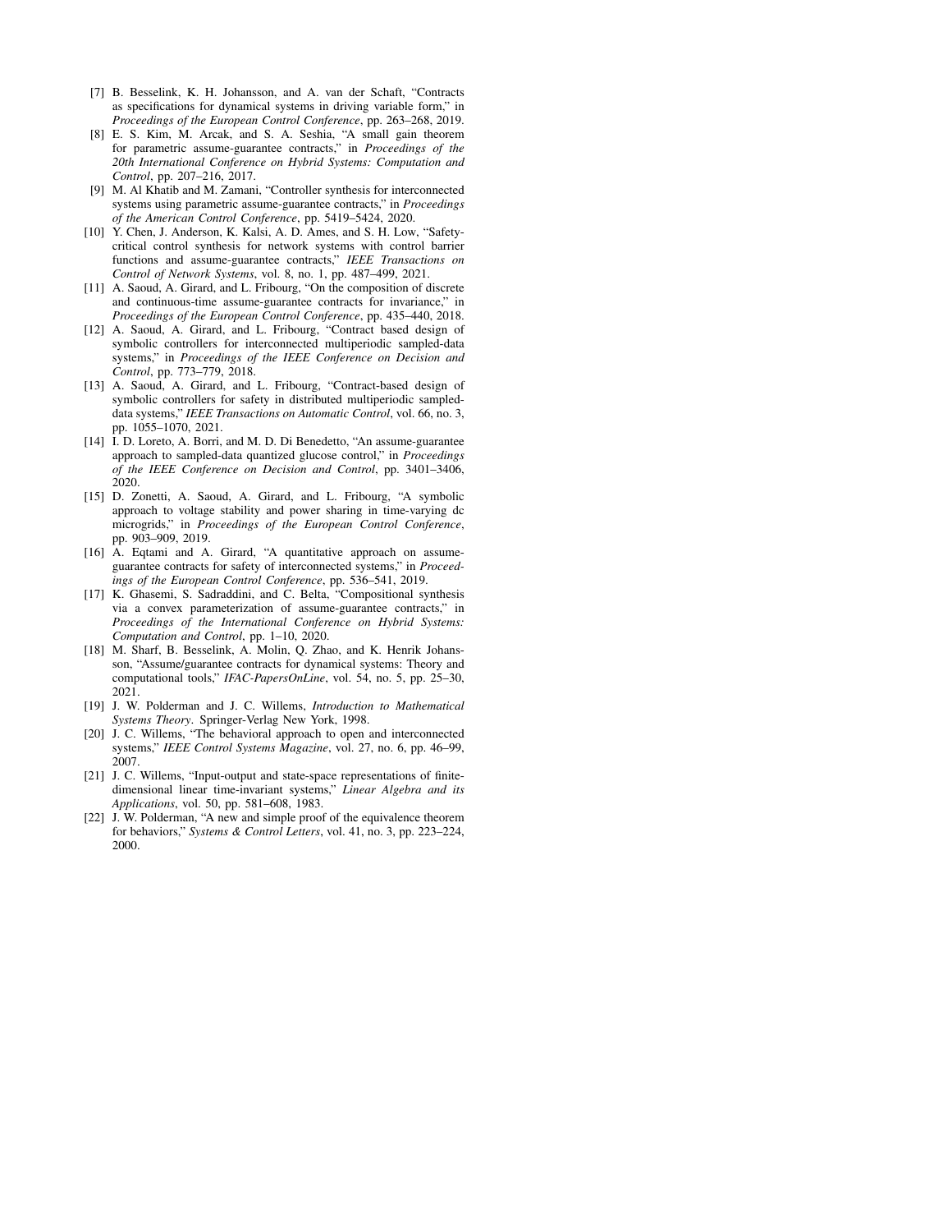[7] B. Besselink, K. H. Johansson, and A. van der Schaft, "Contracts as specifications for dynamical systems in driving variable form," in *Proceedings of the European Control Conference*, pp. 263–268, 2019.

[8] E. S. Kim, M. Arcak, and S. A. Seshia, "A small gain theorem for parametric assume-guarantee contracts," in *Proceedings of the 20th International Conference on Hybrid Systems: Computation and Control*, pp. 207–216, 2017.

[9] M. Al Khatib and M. Zamani, "Controller synthesis for interconnected systems using parametric assume-guarantee contracts," in *Proceedings of the American Control Conference*, pp. 5419–5424, 2020.

[10] Y. Chen, J. Anderson, K. Kalsi, A. D. Ames, and S. H. Low, "Safety-critical control synthesis for network systems with control barrier functions and assume-guarantee contracts," *IEEE Transactions on Control of Network Systems*, vol. 8, no. 1, pp. 487–499, 2021.

[11] A. Saoud, A. Girard, and L. Fribourg, "On the composition of discrete and continuous-time assume-guarantee contracts for invariance," in *Proceedings of the European Control Conference*, pp. 435–440, 2018.

[12] A. Saoud, A. Girard, and L. Fribourg, "Contract based design of symbolic controllers for interconnected multiperiodic sampled-data systems," in *Proceedings of the IEEE Conference on Decision and Control*, pp. 773–779, 2018.

[13] A. Saoud, A. Girard, and L. Fribourg, "Contract-based design of symbolic controllers for safety in distributed multiperiodic sampled-data systems," *IEEE Transactions on Automatic Control*, vol. 66, no. 3, pp. 1055–1070, 2021.

[14] I. D. Loreto, A. Borri, and M. D. Di Benedetto, "An assume-guarantee approach to sampled-data quantized glucose control," in *Proceedings of the IEEE Conference on Decision and Control*, pp. 3401–3406, 2020.

[15] D. Zonetti, A. Saoud, A. Girard, and L. Fribourg, "A symbolic approach to voltage stability and power sharing in time-varying dc microgrids," in *Proceedings of the European Control Conference*, pp. 903–909, 2019.

[16] A. Eqtami and A. Girard, "A quantitative approach on assume-guarantee contracts for safety of interconnected systems," in *Proceedings of the European Control Conference*, pp. 536–541, 2019.

[17] K. Ghasemi, S. Sadraddini, and C. Belta, "Compositional synthesis via a convex parameterization of assume-guarantee contracts," in *Proceedings of the International Conference on Hybrid Systems: Computation and Control*, pp. 1–10, 2020.

[18] M. Sharf, B. Besselink, A. Molin, Q. Zhao, and K. Henrik Johansson, "Assume/guarantee contracts for dynamical systems: Theory and computational tools," *IFAC-PapersOnLine*, vol. 54, no. 5, pp. 25–30, 2021.

[19] J. W. Polderman and J. C. Willems, *Introduction to Mathematical Systems Theory*. Springer-Verlag New York, 1998.

[20] J. C. Willems, "The behavioral approach to open and interconnected systems," *IEEE Control Systems Magazine*, vol. 27, no. 6, pp. 46–99, 2007.

[21] J. C. Willems, "Input-output and state-space representations of finite-dimensional linear time-invariant systems," *Linear Algebra and its Applications*, vol. 50, pp. 581–608, 1983.

[22] J. W. Polderman, "A new and simple proof of the equivalence theorem for behaviors," *Systems & Control Letters*, vol. 41, no. 3, pp. 223–224, 2000.